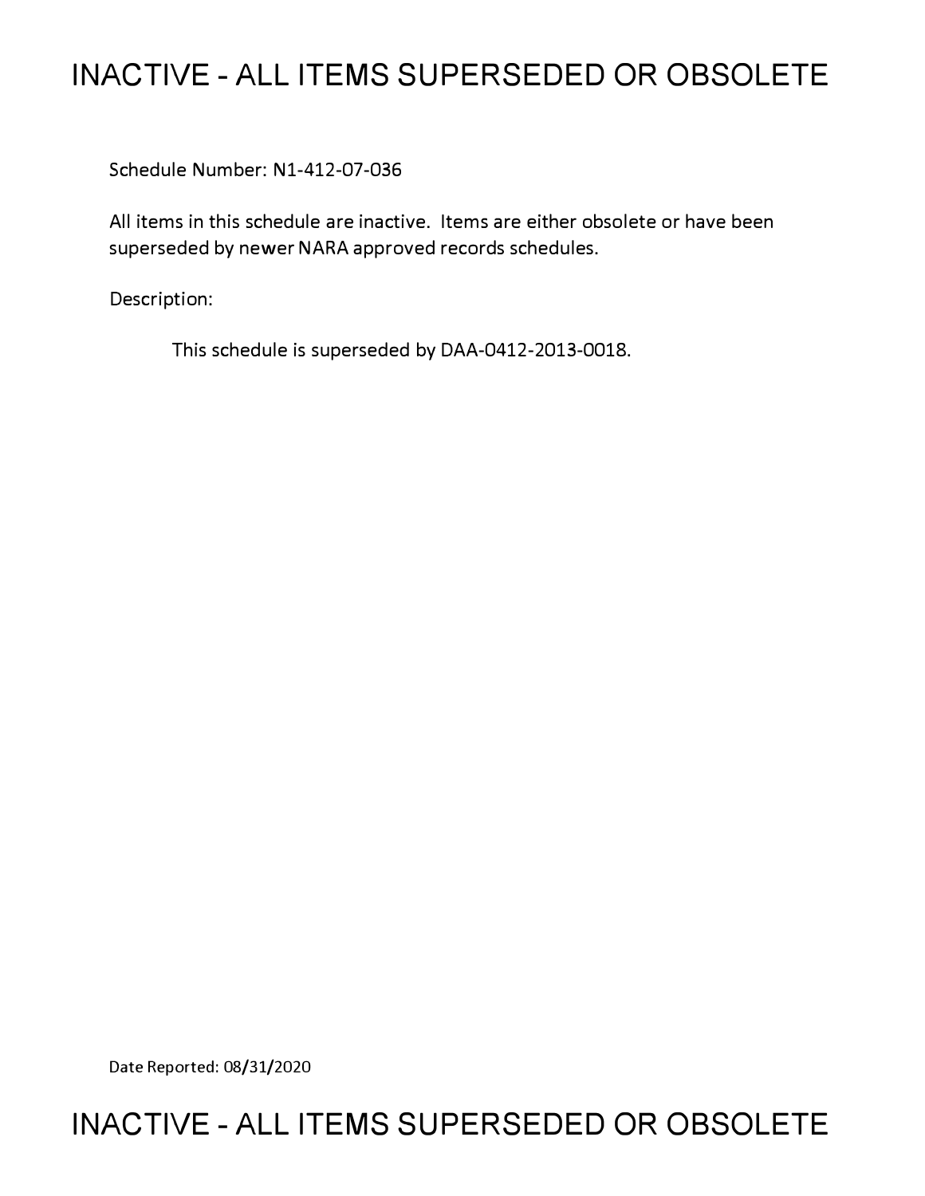# INACTIVE - ALL ITEMS SUPERSEDED OR OBSOLETE

Schedule Number: N1-412-07-036

All items in this schedule are inactive. Items are either obsolete or have been superseded by newer NARA approved records schedules.

Description:

This schedule is superseded by DAA-0412-2013-0018.

Date Reported: 08/31/2020

# INACTIVE - ALL ITEMS SUPERSEDED OR OBSOLETE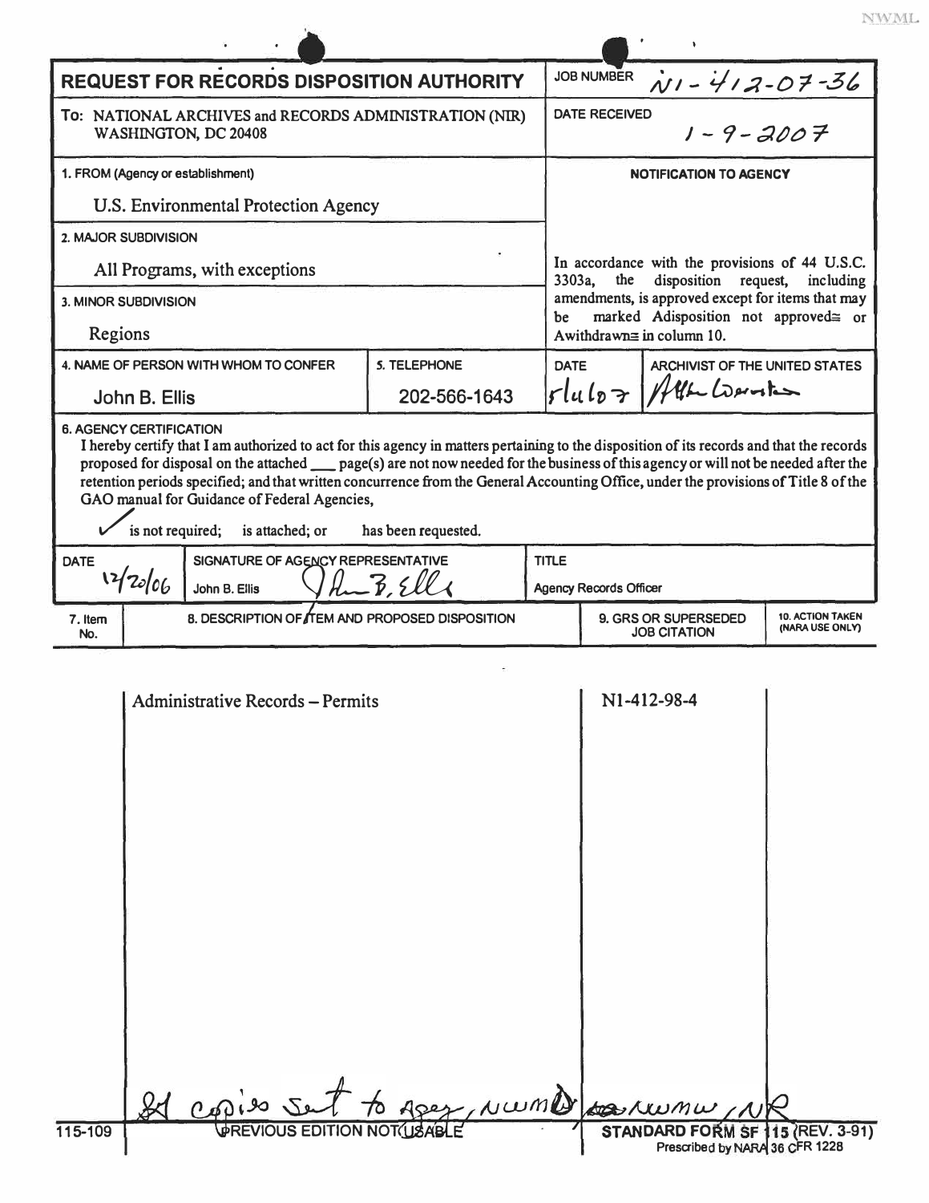NWML

# REQUEST FOR RECORDS DISPOSITION AUTHORITY

| | |
|---|---|
| **JOB NUMBER** | N1-412-07-36 |
| **DATE RECEIVED** | 1-9-2007 |

**To:** NATIONAL ARCHIVES and RECORDS ADMINISTRATION (NIR)
WASHINGTON, DC 20408

**1. FROM (Agency or establishment)**

U.S. Environmental Protection Agency

**2. MAJOR SUBDIVISION**

All Programs, with exceptions

**3. MINOR SUBDIVISION**

Regions

**4. NAME OF PERSON WITH WHOM TO CONFER**

John B. Ellis

**5. TELEPHONE**

202-566-1643

**NOTIFICATION TO AGENCY**

In accordance with the provisions of 44 U.S.C. 3303a, the disposition request, including amendments, is approved except for items that may be marked Adisposition not approved≅ or Awithdrawn≅ in column 10.

| DATE | ARCHIVIST OF THE UNITED STATES |
|---|---|
| 5/4/07 | Allen Weinstein |

**6. AGENCY CERTIFICATION**

I hereby certify that I am authorized to act for this agency in matters pertaining to the disposition of its records and that the records proposed for disposal on the attached ___ page(s) are not now needed for the business of this agency or will not be needed after the retention periods specified; and that written concurrence from the General Accounting Office, under the provisions of Title 8 of the GAO manual for Guidance of Federal Agencies,

✓ is not required; is attached; or has been requested.

| DATE | SIGNATURE OF AGENCY REPRESENTATIVE | TITLE |
|---|---|---|
| 12/20/06 | John B. Ellis | Agency Records Officer |

| 7. Item No. | 8. DESCRIPTION OF ITEM AND PROPOSED DISPOSITION | 9. GRS OR SUPERSEDED JOB CITATION | 10. ACTION TAKEN (NARA USE ONLY) |
|---|---|---|---|
| | Administrative Records – Permits | N1-412-98-4 | |

Copies sent to Agency, NWMD, NWMW, NR

115-109 PREVIOUS EDITION NOT USABLE

STANDARD FORM SF 115 (REV. 3-91)
Prescribed by NARA 36 CFR 1228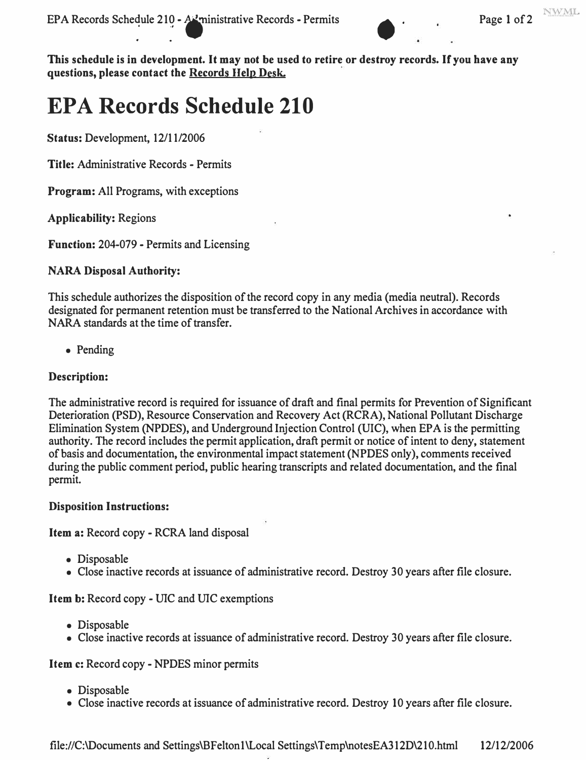**This schedule is in development. It may not be used to retire or destroy records. If you have any questions, please contact the Records Help Desk.**

# EPA Records Schedule 210

**Status:** Development, 12/11/2006

**Title:** Administrative Records - Permits

**Program:** All Programs, with exceptions

**Applicability:** Regions

**Function:** 204-079 - Permits and Licensing

**NARA Disposal Authority:**

This schedule authorizes the disposition of the record copy in any media (media neutral). Records designated for permanent retention must be transferred to the National Archives in accordance with NARA standards at the time of transfer.

- Pending

**Description:**

The administrative record is required for issuance of draft and final permits for Prevention of Significant Deterioration (PSD), Resource Conservation and Recovery Act (RCRA), National Pollutant Discharge Elimination System (NPDES), and Underground Injection Control (UIC), when EPA is the permitting authority. The record includes the permit application, draft permit or notice of intent to deny, statement of basis and documentation, the environmental impact statement (NPDES only), comments received during the public comment period, public hearing transcripts and related documentation, and the final permit.

**Disposition Instructions:**

**Item a:** Record copy - RCRA land disposal

- Disposable
- Close inactive records at issuance of administrative record. Destroy 30 years after file closure.

**Item b:** Record copy - UIC and UIC exemptions

- Disposable
- Close inactive records at issuance of administrative record. Destroy 30 years after file closure.

**Item c:** Record copy - NPDES minor permits

- Disposable
- Close inactive records at issuance of administrative record. Destroy 10 years after file closure.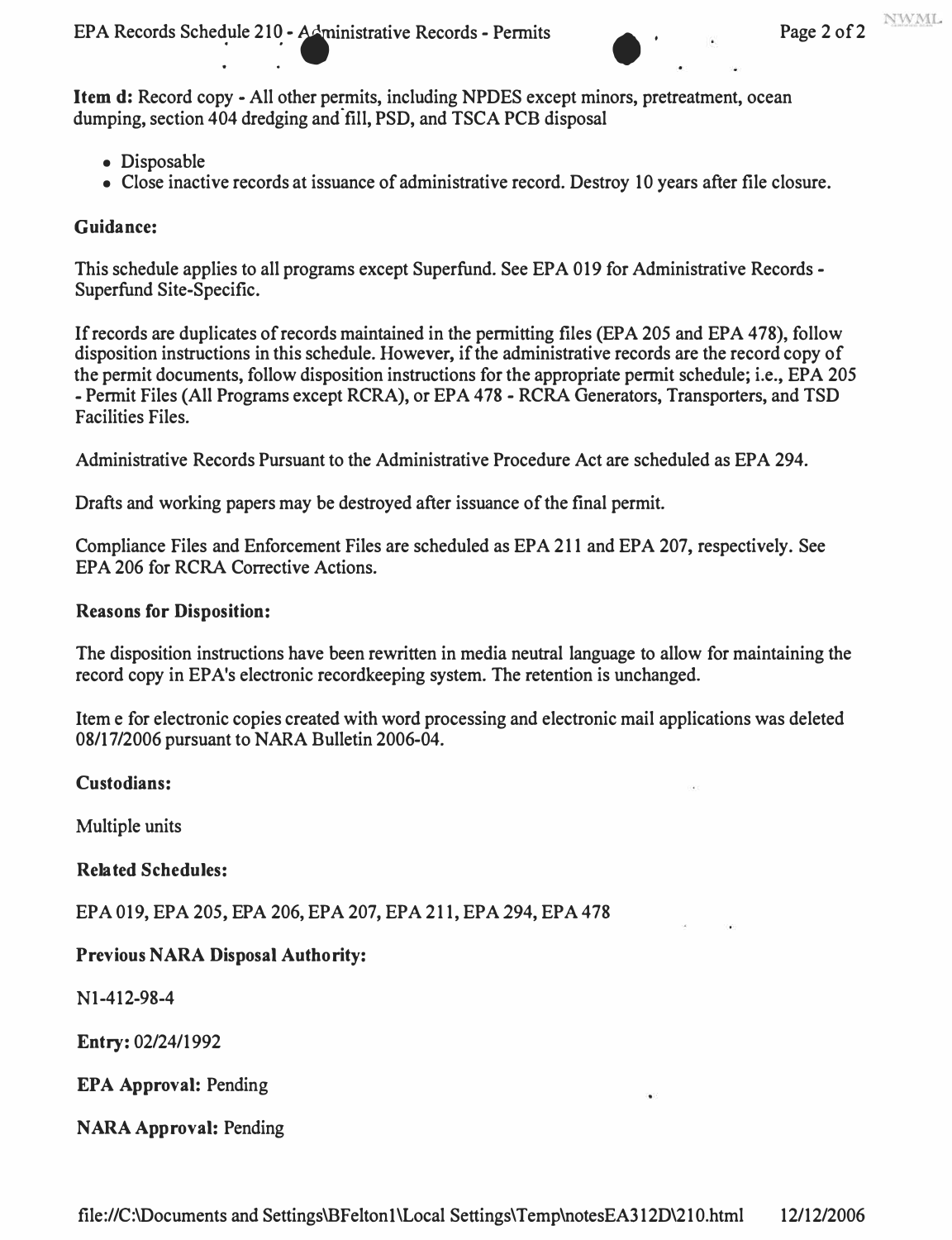**Item d:** Record copy - All other permits, including NPDES except minors, pretreatment, ocean dumping, section 404 dredging and fill, PSD, and TSCA PCB disposal

- Disposable
- Close inactive records at issuance of administrative record. Destroy 10 years after file closure.

**Guidance:**

This schedule applies to all programs except Superfund. See EPA 019 for Administrative Records - Superfund Site-Specific.

If records are duplicates of records maintained in the permitting files (EPA 205 and EPA 478), follow disposition instructions in this schedule. However, if the administrative records are the record copy of the permit documents, follow disposition instructions for the appropriate permit schedule; i.e., EPA 205 - Permit Files (All Programs except RCRA), or EPA 478 - RCRA Generators, Transporters, and TSD Facilities Files.

Administrative Records Pursuant to the Administrative Procedure Act are scheduled as EPA 294.

Drafts and working papers may be destroyed after issuance of the final permit.

Compliance Files and Enforcement Files are scheduled as EPA 211 and EPA 207, respectively. See EPA 206 for RCRA Corrective Actions.

**Reasons for Disposition:**

The disposition instructions have been rewritten in media neutral language to allow for maintaining the record copy in EPA's electronic recordkeeping system. The retention is unchanged.

Item e for electronic copies created with word processing and electronic mail applications was deleted 08/17/2006 pursuant to NARA Bulletin 2006-04.

**Custodians:**

Multiple units

**Related Schedules:**

EPA 019, EPA 205, EPA 206, EPA 207, EPA 211, EPA 294, EPA 478

**Previous NARA Disposal Authority:**

N1-412-98-4

**Entry:** 02/24/1992

**EPA Approval:** Pending

**NARA Approval:** Pending